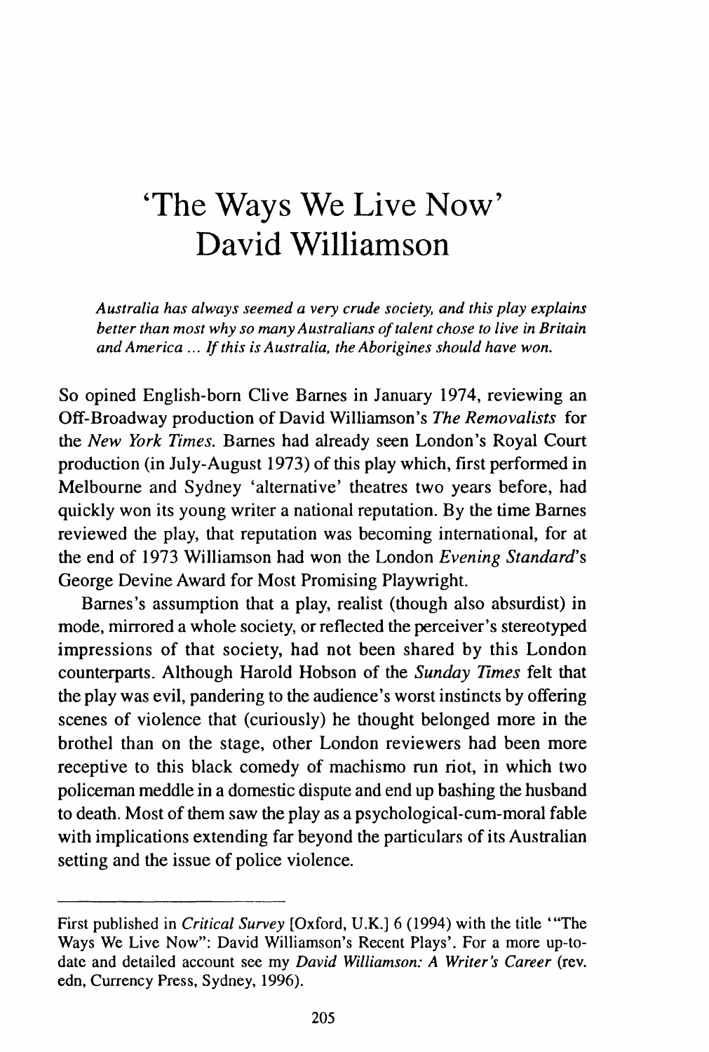# 'The Ways We Live Now' David Williamson

*Australia has always seemed a very crude society, and this play explains better than most why so many Australians of talent chose to live in Britain and America ... If this is Australia, the Aborigines should have won.*

So opined English-born Clive Barnes in January 1974, reviewing an Off-Broadway production of David Williamson's *The Removalists* for the *New York Times*. Barnes had already seen London's Royal Court production (in July-August 1973) of this play which, first performed in Melbourne and Sydney 'alternative' theatres two years before, had quickly won its young writer a national reputation. By the time Barnes reviewed the play, that reputation was becoming international, for at the end of 1973 Williamson had won the London *Evening Standard*'s George Devine Award for Most Promising Playwright.

Barnes's assumption that a play, realist (though also absurdist) in mode, mirrored a whole society, or reflected the perceiver's stereotyped impressions of that society, had not been shared by this London counterparts. Although Harold Hobson of the *Sunday Times* felt that the play was evil, pandering to the audience's worst instincts by offering scenes of violence that (curiously) he thought belonged more in the brothel than on the stage, other London reviewers had been more receptive to this black comedy of machismo run riot, in which two policeman meddle in a domestic dispute and end up bashing the husband to death. Most of them saw the play as a psychological-cum-moral fable with implications extending far beyond the particulars of its Australian setting and the issue of police violence.

---

First published in *Critical Survey* [Oxford, U.K.] 6 (1994) with the title '"The Ways We Live Now": David Williamson's Recent Plays'. For a more up-to-date and detailed account see my *David Williamson: A Writer's Career* (rev. edn, Currency Press, Sydney, 1996).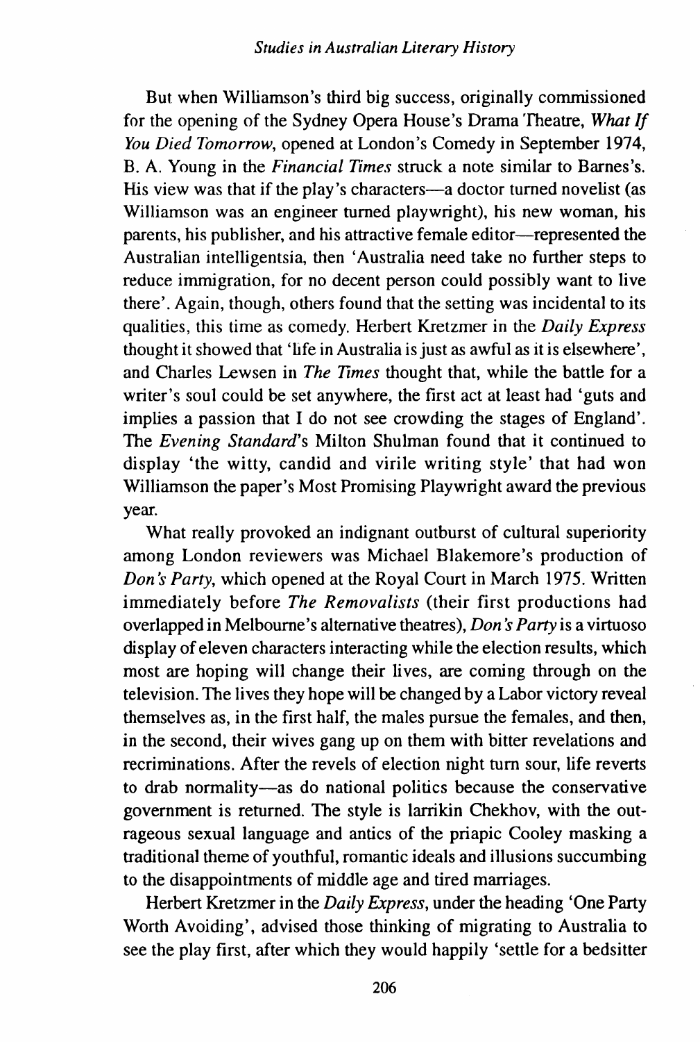But when Williamson's third big success, originally commissioned for the opening of the Sydney Opera House's Drama Theatre, *What If You Died Tomorrow*, opened at London's Comedy in September 1974, B. A. Young in the *Financial Times* struck a note similar to Barnes's. His view was that if the play's characters—a doctor turned novelist (as Williamson was an engineer turned playwright), his new woman, his parents, his publisher, and his attractive female editor—represented the Australian intelligentsia, then 'Australia need take no further steps to reduce immigration, for no decent person could possibly want to live there'. Again, though, others found that the setting was incidental to its qualities, this time as comedy. Herbert Kretzmer in the *Daily Express* thought it showed that 'life in Australia is just as awful as it is elsewhere', and Charles Lewsen in *The Times* thought that, while the battle for a writer's soul could be set anywhere, the first act at least had 'guts and implies a passion that I do not see crowding the stages of England'. The *Evening Standard*'s Milton Shulman found that it continued to display 'the witty, candid and virile writing style' that had won Williamson the paper's Most Promising Playwright award the previous year.

What really provoked an indignant outburst of cultural superiority among London reviewers was Michael Blakemore's production of *Don's Party*, which opened at the Royal Court in March 1975. Written immediately before *The Removalists* (their first productions had overlapped in Melbourne's alternative theatres), *Don's Party* is a virtuoso display of eleven characters interacting while the election results, which most are hoping will change their lives, are coming through on the television. The lives they hope will be changed by a Labor victory reveal themselves as, in the first half, the males pursue the females, and then, in the second, their wives gang up on them with bitter revelations and recriminations. After the revels of election night turn sour, life reverts to drab normality—as do national politics because the conservative government is returned. The style is larrikin Chekhov, with the outrageous sexual language and antics of the priapic Cooley masking a traditional theme of youthful, romantic ideals and illusions succumbing to the disappointments of middle age and tired marriages.

Herbert Kretzmer in the *Daily Express*, under the heading 'One Party Worth Avoiding', advised those thinking of migrating to Australia to see the play first, after which they would happily 'settle for a bedsitter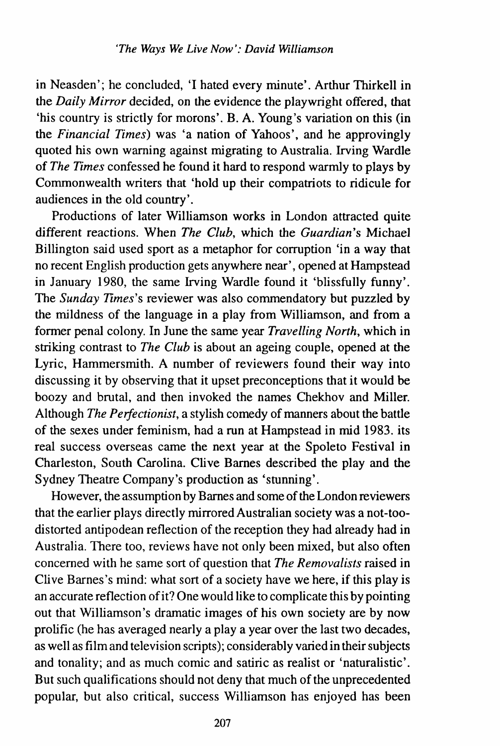in Neasden'; he concluded, 'I hated every minute'. Arthur Thirkell in the *Daily Mirror* decided, on the evidence the playwright offered, that 'his country is strictly for morons'. B. A. Young's variation on this (in the *Financial Times*) was 'a nation of Yahoos', and he approvingly quoted his own warning against migrating to Australia. Irving Wardle of *The Times* confessed he found it hard to respond warmly to plays by Commonwealth writers that 'hold up their compatriots to ridicule for audiences in the old country'.

Productions of later Williamson works in London attracted quite different reactions. When *The Club*, which the *Guardian*'s Michael Billington said used sport as a metaphor for corruption 'in a way that no recent English production gets anywhere near', opened at Hampstead in January 1980, the same Irving Wardle found it 'blissfully funny'. The *Sunday Times*'s reviewer was also commendatory but puzzled by the mildness of the language in a play from Williamson, and from a former penal colony. In June the same year *Travelling North*, which in striking contrast to *The Club* is about an ageing couple, opened at the Lyric, Hammersmith. A number of reviewers found their way into discussing it by observing that it upset preconceptions that it would be boozy and brutal, and then invoked the names Chekhov and Miller. Although *The Perfectionist*, a stylish comedy of manners about the battle of the sexes under feminism, had a run at Hampstead in mid 1983. its real success overseas came the next year at the Spoleto Festival in Charleston, South Carolina. Clive Barnes described the play and the Sydney Theatre Company's production as 'stunning'.

However, the assumption by Barnes and some of the London reviewers that the earlier plays directly mirrored Australian society was a not-too-distorted antipodean reflection of the reception they had already had in Australia. There too, reviews have not only been mixed, but also often concerned with he same sort of question that *The Removalists* raised in Clive Barnes's mind: what sort of a society have we here, if this play is an accurate reflection of it? One would like to complicate this by pointing out that Williamson's dramatic images of his own society are by now prolific (he has averaged nearly a play a year over the last two decades, as well as film and television scripts); considerably varied in their subjects and tonality; and as much comic and satiric as realist or 'naturalistic'. But such qualifications should not deny that much of the unprecedented popular, but also critical, success Williamson has enjoyed has been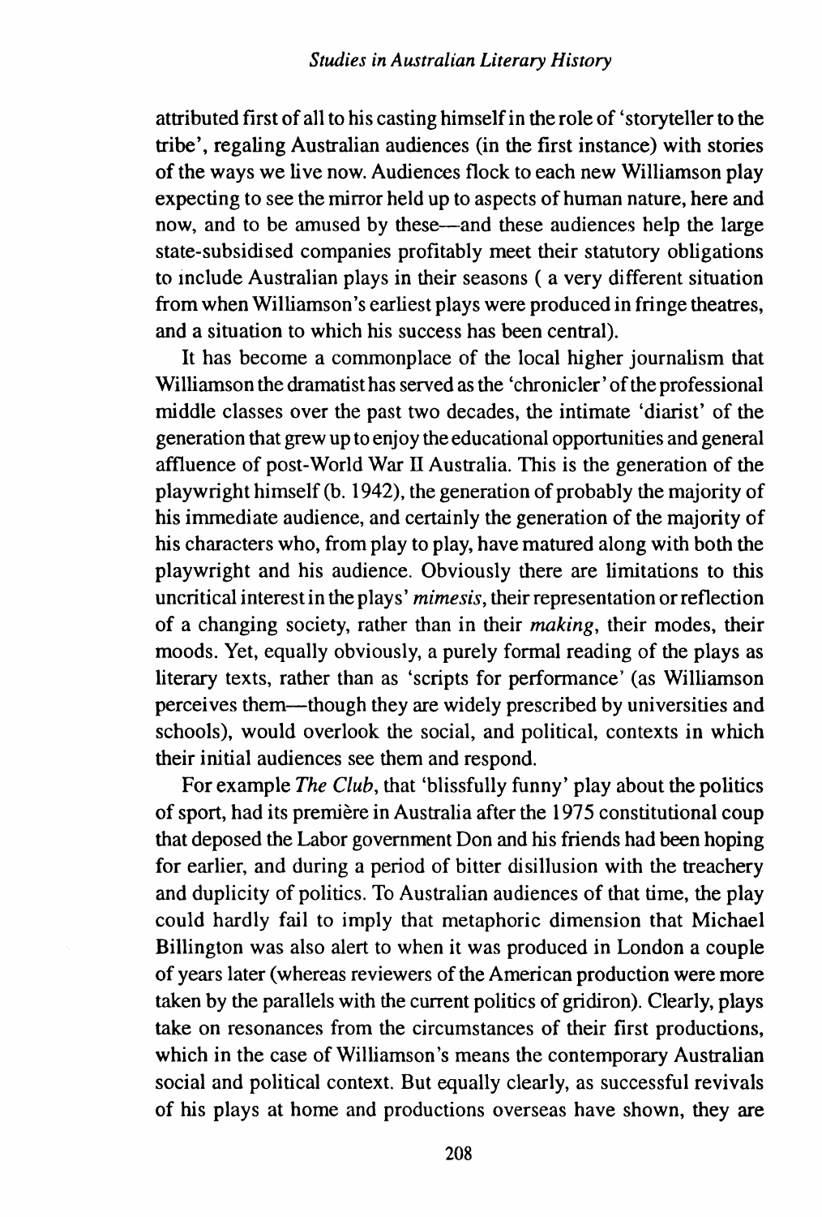attributed first of all to his casting himself in the role of 'storyteller to the tribe', regaling Australian audiences (in the first instance) with stories of the ways we live now. Audiences flock to each new Williamson play expecting to see the mirror held up to aspects of human nature, here and now, and to be amused by these—and these audiences help the large state-subsidised companies profitably meet their statutory obligations to include Australian plays in their seasons ( a very different situation from when Williamson's earliest plays were produced in fringe theatres, and a situation to which his success has been central).

It has become a commonplace of the local higher journalism that Williamson the dramatist has served as the 'chronicler' of the professional middle classes over the past two decades, the intimate 'diarist' of the generation that grew up to enjoy the educational opportunities and general affluence of post-World War II Australia. This is the generation of the playwright himself (b. 1942), the generation of probably the majority of his immediate audience, and certainly the generation of the majority of his characters who, from play to play, have matured along with both the playwright and his audience. Obviously there are limitations to this uncritical interest in the plays' *mimesis*, their representation or reflection of a changing society, rather than in their *making*, their modes, their moods. Yet, equally obviously, a purely formal reading of the plays as literary texts, rather than as 'scripts for performance' (as Williamson perceives them—though they are widely prescribed by universities and schools), would overlook the social, and political, contexts in which their initial audiences see them and respond.

For example *The Club*, that 'blissfully funny' play about the politics of sport, had its première in Australia after the 1975 constitutional coup that deposed the Labor government Don and his friends had been hoping for earlier, and during a period of bitter disillusion with the treachery and duplicity of politics. To Australian audiences of that time, the play could hardly fail to imply that metaphoric dimension that Michael Billington was also alert to when it was produced in London a couple of years later (whereas reviewers of the American production were more taken by the parallels with the current politics of gridiron). Clearly, plays take on resonances from the circumstances of their first productions, which in the case of Williamson's means the contemporary Australian social and political context. But equally clearly, as successful revivals of his plays at home and productions overseas have shown, they are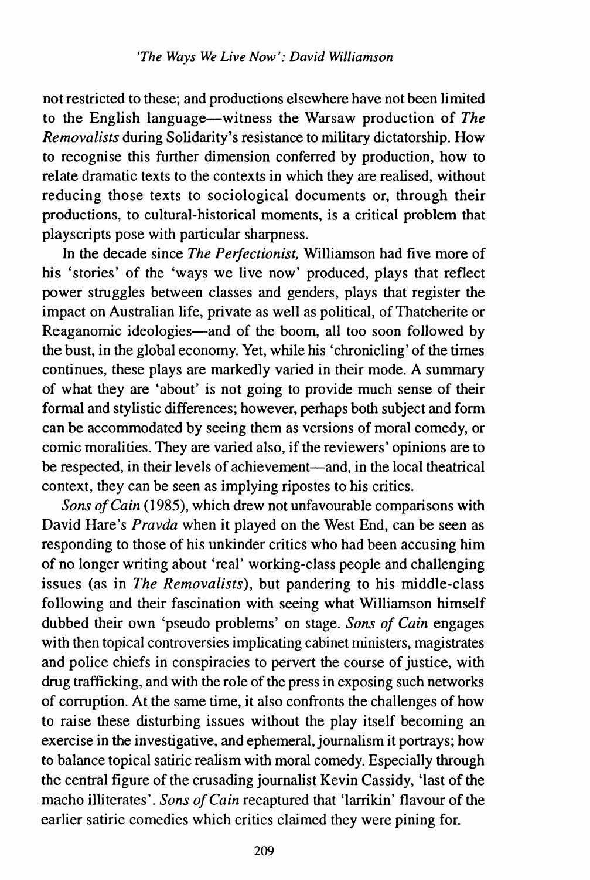not restricted to these; and productions elsewhere have not been limited to the English language—witness the Warsaw production of *The Removalists* during Solidarity's resistance to military dictatorship. How to recognise this further dimension conferred by production, how to relate dramatic texts to the contexts in which they are realised, without reducing those texts to sociological documents or, through their productions, to cultural-historical moments, is a critical problem that playscripts pose with particular sharpness.

In the decade since *The Perfectionist,* Williamson had five more of his 'stories' of the 'ways we live now' produced, plays that reflect power struggles between classes and genders, plays that register the impact on Australian life, private as well as political, of Thatcherite or Reaganomic ideologies—and of the boom, all too soon followed by the bust, in the global economy. Yet, while his 'chronicling' of the times continues, these plays are markedly varied in their mode. A summary of what they are 'about' is not going to provide much sense of their formal and stylistic differences; however, perhaps both subject and form can be accommodated by seeing them as versions of moral comedy, or comic moralities. They are varied also, if the reviewers' opinions are to be respected, in their levels of achievement—and, in the local theatrical context, they can be seen as implying ripostes to his critics.

*Sons of Cain* (1985), which drew not unfavourable comparisons with David Hare's *Pravda* when it played on the West End, can be seen as responding to those of his unkinder critics who had been accusing him of no longer writing about 'real' working-class people and challenging issues (as in *The Removalists*), but pandering to his middle-class following and their fascination with seeing what Williamson himself dubbed their own 'pseudo problems' on stage. *Sons of Cain* engages with then topical controversies implicating cabinet ministers, magistrates and police chiefs in conspiracies to pervert the course of justice, with drug trafficking, and with the role of the press in exposing such networks of corruption. At the same time, it also confronts the challenges of how to raise these disturbing issues without the play itself becoming an exercise in the investigative, and ephemeral, journalism it portrays; how to balance topical satiric realism with moral comedy. Especially through the central figure of the crusading journalist Kevin Cassidy, 'last of the macho illiterates'. *Sons of Cain* recaptured that 'larrikin' flavour of the earlier satiric comedies which critics claimed they were pining for.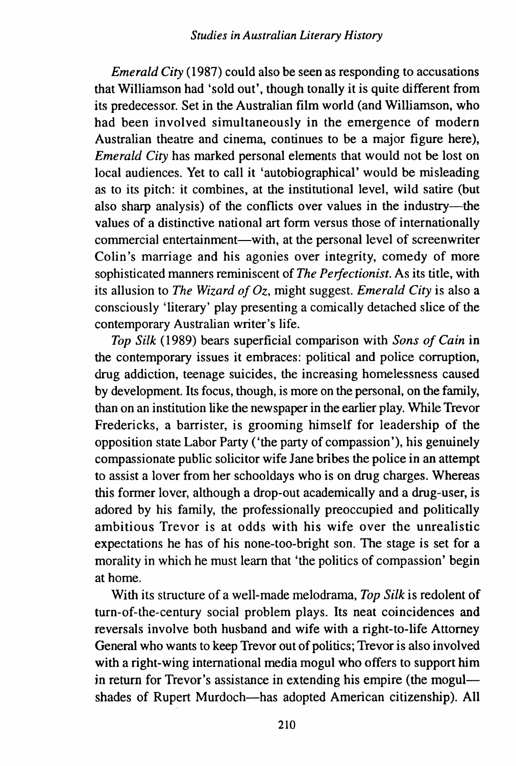*Emerald City* (1987) could also be seen as responding to accusations that Williamson had 'sold out', though tonally it is quite different from its predecessor. Set in the Australian film world (and Williamson, who had been involved simultaneously in the emergence of modern Australian theatre and cinema, continues to be a major figure here), *Emerald City* has marked personal elements that would not be lost on local audiences. Yet to call it 'autobiographical' would be misleading as to its pitch: it combines, at the institutional level, wild satire (but also sharp analysis) of the conflicts over values in the industry—the values of a distinctive national art form versus those of internationally commercial entertainment—with, at the personal level of screenwriter Colin's marriage and his agonies over integrity, comedy of more sophisticated manners reminiscent of *The Perfectionist*. As its title, with its allusion to *The Wizard of Oz*, might suggest. *Emerald City* is also a consciously 'literary' play presenting a comically detached slice of the contemporary Australian writer's life.

*Top Silk* (1989) bears superficial comparison with *Sons of Cain* in the contemporary issues it embraces: political and police corruption, drug addiction, teenage suicides, the increasing homelessness caused by development. Its focus, though, is more on the personal, on the family, than on an institution like the newspaper in the earlier play. While Trevor Fredericks, a barrister, is grooming himself for leadership of the opposition state Labor Party ('the party of compassion'), his genuinely compassionate public solicitor wife Jane bribes the police in an attempt to assist a lover from her schooldays who is on drug charges. Whereas this former lover, although a drop-out academically and a drug-user, is adored by his family, the professionally preoccupied and politically ambitious Trevor is at odds with his wife over the unrealistic expectations he has of his none-too-bright son. The stage is set for a morality in which he must learn that 'the politics of compassion' begin at home.

With its structure of a well-made melodrama, *Top Silk* is redolent of turn-of-the-century social problem plays. Its neat coincidences and reversals involve both husband and wife with a right-to-life Attorney General who wants to keep Trevor out of politics; Trevor is also involved with a right-wing international media mogul who offers to support him in return for Trevor's assistance in extending his empire (the mogul—shades of Rupert Murdoch—has adopted American citizenship). All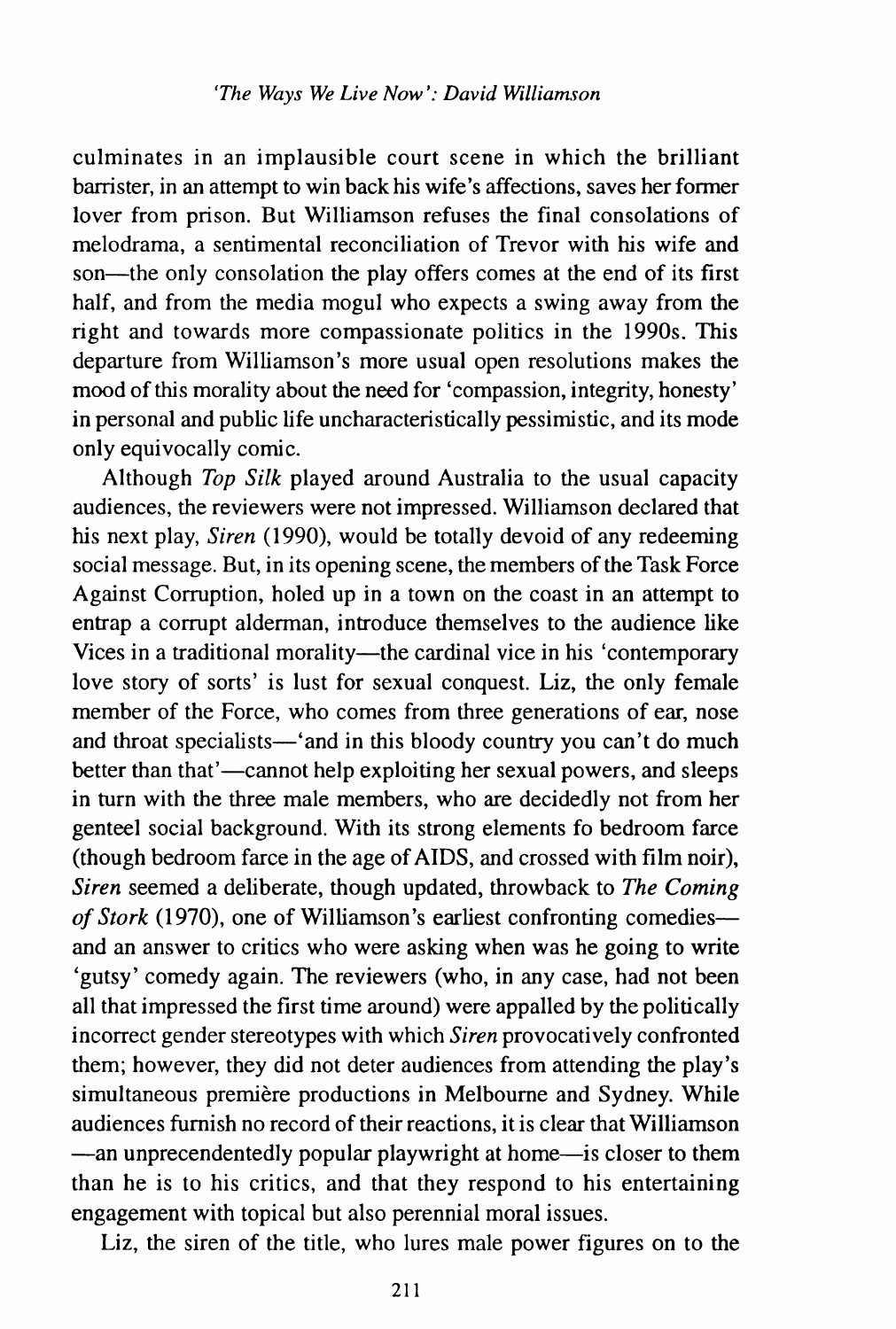culminates in an implausible court scene in which the brilliant barrister, in an attempt to win back his wife's affections, saves her former lover from prison. But Williamson refuses the final consolations of melodrama, a sentimental reconciliation of Trevor with his wife and son—the only consolation the play offers comes at the end of its first half, and from the media mogul who expects a swing away from the right and towards more compassionate politics in the 1990s. This departure from Williamson's more usual open resolutions makes the mood of this morality about the need for 'compassion, integrity, honesty' in personal and public life uncharacteristically pessimistic, and its mode only equivocally comic.

Although *Top Silk* played around Australia to the usual capacity audiences, the reviewers were not impressed. Williamson declared that his next play, *Siren* (1990), would be totally devoid of any redeeming social message. But, in its opening scene, the members of the Task Force Against Corruption, holed up in a town on the coast in an attempt to entrap a corrupt alderman, introduce themselves to the audience like Vices in a traditional morality—the cardinal vice in his 'contemporary love story of sorts' is lust for sexual conquest. Liz, the only female member of the Force, who comes from three generations of ear, nose and throat specialists—'and in this bloody country you can't do much better than that'—cannot help exploiting her sexual powers, and sleeps in turn with the three male members, who are decidedly not from her genteel social background. With its strong elements fo bedroom farce (though bedroom farce in the age of AIDS, and crossed with film noir), *Siren* seemed a deliberate, though updated, throwback to *The Coming of Stork* (1970), one of Williamson's earliest confronting comedies—and an answer to critics who were asking when was he going to write 'gutsy' comedy again. The reviewers (who, in any case, had not been all that impressed the first time around) were appalled by the politically incorrect gender stereotypes with which *Siren* provocatively confronted them; however, they did not deter audiences from attending the play's simultaneous première productions in Melbourne and Sydney. While audiences furnish no record of their reactions, it is clear that Williamson —an unprecendentedly popular playwright at home—is closer to them than he is to his critics, and that they respond to his entertaining engagement with topical but also perennial moral issues.

Liz, the siren of the title, who lures male power figures on to the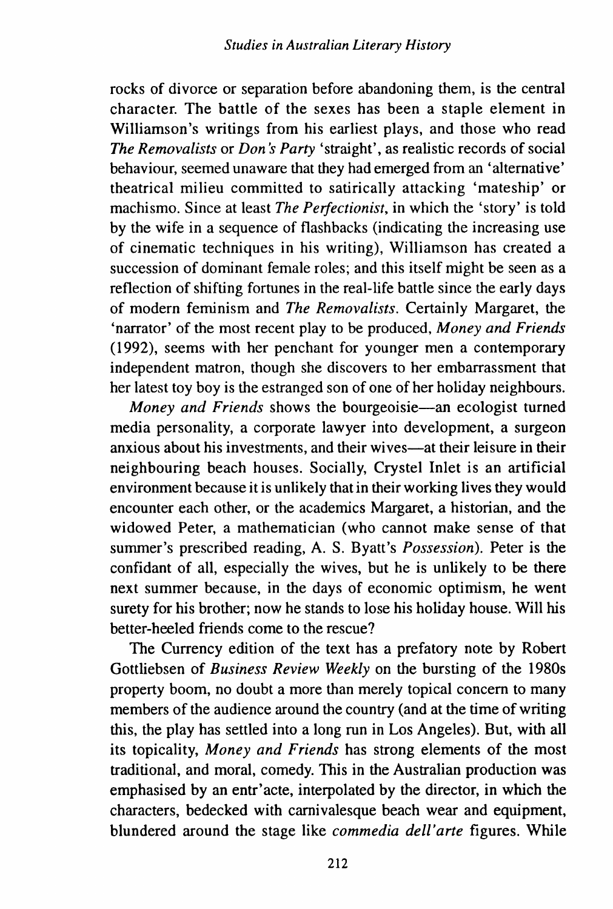rocks of divorce or separation before abandoning them, is the central character. The battle of the sexes has been a staple element in Williamson's writings from his earliest plays, and those who read *The Removalists* or *Don's Party* 'straight', as realistic records of social behaviour, seemed unaware that they had emerged from an 'alternative' theatrical milieu committed to satirically attacking 'mateship' or machismo. Since at least *The Perfectionist*, in which the 'story' is told by the wife in a sequence of flashbacks (indicating the increasing use of cinematic techniques in his writing), Williamson has created a succession of dominant female roles; and this itself might be seen as a reflection of shifting fortunes in the real-life battle since the early days of modern feminism and *The Removalists*. Certainly Margaret, the 'narrator' of the most recent play to be produced, *Money and Friends* (1992), seems with her penchant for younger men a contemporary independent matron, though she discovers to her embarrassment that her latest toy boy is the estranged son of one of her holiday neighbours.

*Money and Friends* shows the bourgeoisie—an ecologist turned media personality, a corporate lawyer into development, a surgeon anxious about his investments, and their wives—at their leisure in their neighbouring beach houses. Socially, Crystel Inlet is an artificial environment because it is unlikely that in their working lives they would encounter each other, or the academics Margaret, a historian, and the widowed Peter, a mathematician (who cannot make sense of that summer's prescribed reading, A. S. Byatt's *Possession*). Peter is the confidant of all, especially the wives, but he is unlikely to be there next summer because, in the days of economic optimism, he went surety for his brother; now he stands to lose his holiday house. Will his better-heeled friends come to the rescue?

The Currency edition of the text has a prefatory note by Robert Gottliebsen of *Business Review Weekly* on the bursting of the 1980s property boom, no doubt a more than merely topical concern to many members of the audience around the country (and at the time of writing this, the play has settled into a long run in Los Angeles). But, with all its topicality, *Money and Friends* has strong elements of the most traditional, and moral, comedy. This in the Australian production was emphasised by an entr'acte, interpolated by the director, in which the characters, bedecked with carnivalesque beach wear and equipment, blundered around the stage like *commedia dell'arte* figures. While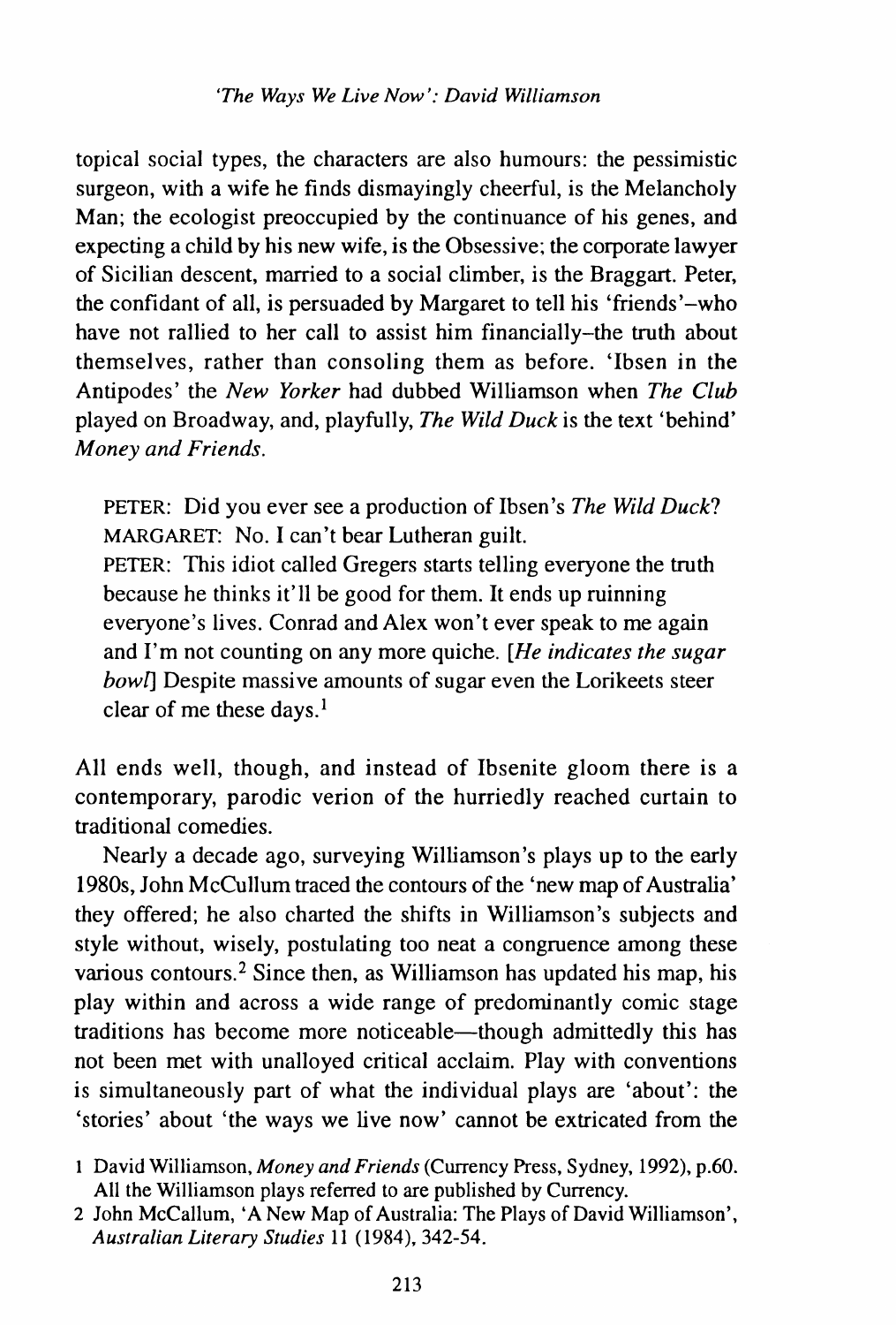topical social types, the characters are also humours: the pessimistic surgeon, with a wife he finds dismayingly cheerful, is the Melancholy Man; the ecologist preoccupied by the continuance of his genes, and expecting a child by his new wife, is the Obsessive; the corporate lawyer of Sicilian descent, married to a social climber, is the Braggart. Peter, the confidant of all, is persuaded by Margaret to tell his 'friends'–who have not rallied to her call to assist him financially–the truth about themselves, rather than consoling them as before. 'Ibsen in the Antipodes' the *New Yorker* had dubbed Williamson when *The Club* played on Broadway, and, playfully, *The Wild Duck* is the text 'behind' *Money and Friends*.

> PETER: Did you ever see a production of Ibsen's *The Wild Duck*?
> MARGARET: No. I can't bear Lutheran guilt.
> PETER: This idiot called Gregers starts telling everyone the truth because he thinks it'll be good for them. It ends up ruinning everyone's lives. Conrad and Alex won't ever speak to me again and I'm not counting on any more quiche. [*He indicates the sugar bowl*] Despite massive amounts of sugar even the Lorikeets steer clear of me these days.[1]

All ends well, though, and instead of Ibsenite gloom there is a contemporary, parodic verion of the hurriedly reached curtain to traditional comedies.

Nearly a decade ago, surveying Williamson's plays up to the early 1980s, John McCullum traced the contours of the 'new map of Australia' they offered; he also charted the shifts in Williamson's subjects and style without, wisely, postulating too neat a congruence among these various contours.[2] Since then, as Williamson has updated his map, his play within and across a wide range of predominantly comic stage traditions has become more noticeable—though admittedly this has not been met with unalloyed critical acclaim. Play with conventions is simultaneously part of what the individual plays are 'about': the 'stories' about 'the ways we live now' cannot be extricated from the

1 David Williamson, *Money and Friends* (Currency Press, Sydney, 1992), p.60. All the Williamson plays referred to are published by Currency.

2 John McCallum, 'A New Map of Australia: The Plays of David Williamson', *Australian Literary Studies* 11 (1984), 342-54.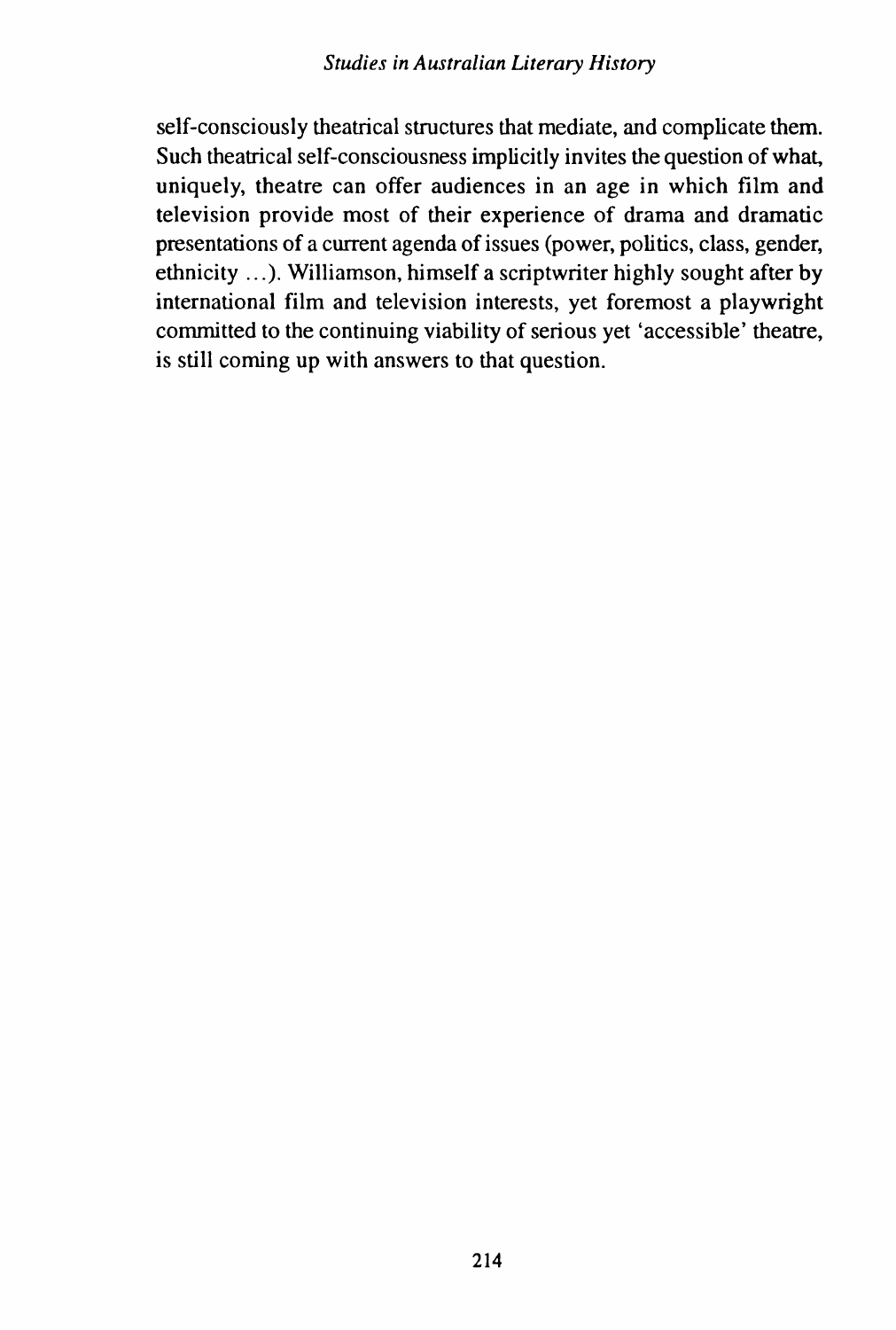self-consciously theatrical structures that mediate, and complicate them. Such theatrical self-consciousness implicitly invites the question of what, uniquely, theatre can offer audiences in an age in which film and television provide most of their experience of drama and dramatic presentations of a current agenda of issues (power, politics, class, gender, ethnicity …). Williamson, himself a scriptwriter highly sought after by international film and television interests, yet foremost a playwright committed to the continuing viability of serious yet 'accessible' theatre, is still coming up with answers to that question.